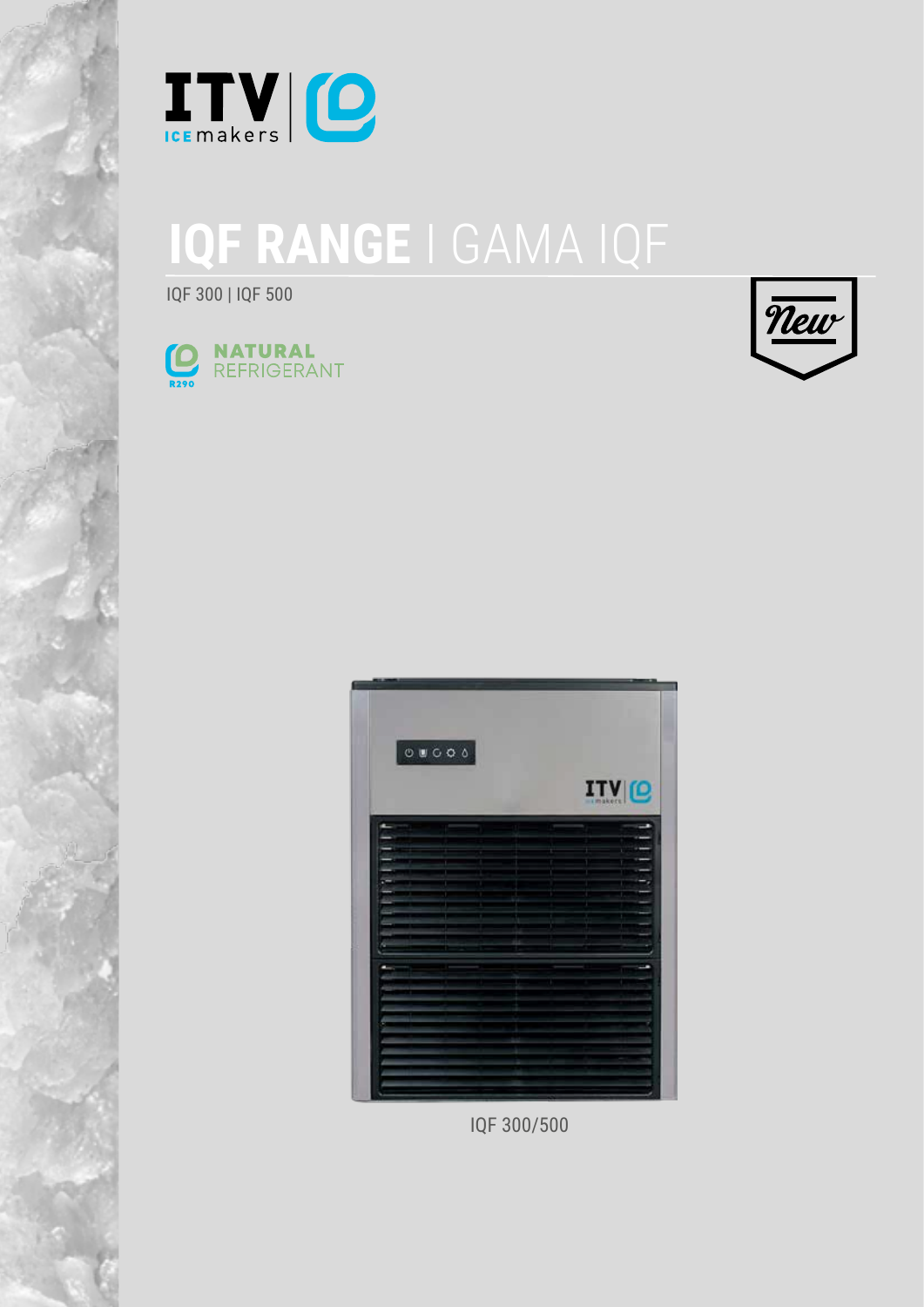# IQF RANGE | GAMA IQF

IQF 300 | IQF 500

NATURAL REFRIGERANT

R290

New

IQF 300/500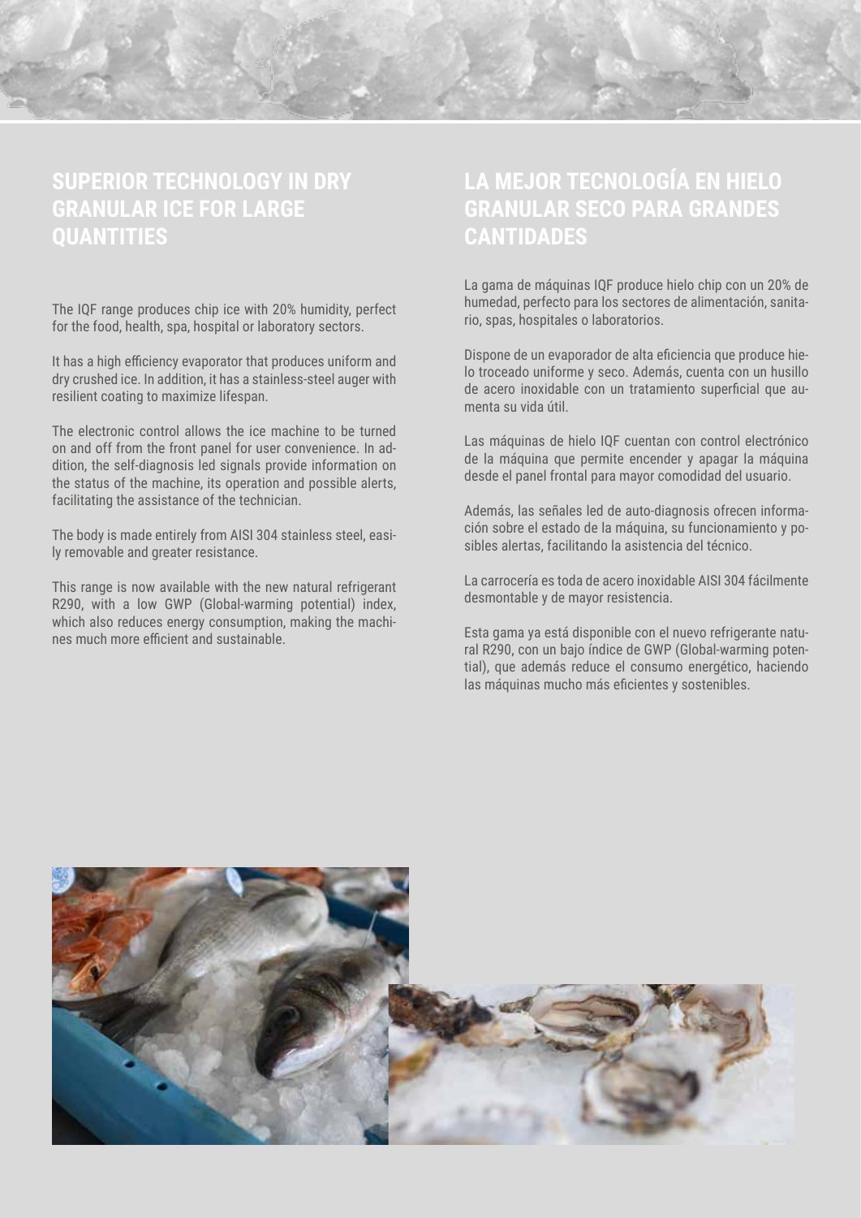## SUPERIOR TECHNOLOGY IN DRY GRANULAR ICE FOR LARGE QUANTITIES

The IQF range produces chip ice with 20% humidity, perfect for the food, health, spa, hospital or laboratory sectors.

It has a high efficiency evaporator that produces uniform and dry crushed ice. In addition, it has a stainless-steel auger with resilient coating to maximize lifespan.

The electronic control allows the ice machine to be turned on and off from the front panel for user convenience. In addition, the self-diagnosis led signals provide information on the status of the machine, its operation and possible alerts, facilitating the assistance of the technician.

The body is made entirely from AISI 304 stainless steel, easily removable and greater resistance.

This range is now available with the new natural refrigerant R290, with a low GWP (Global-warming potential) index, which also reduces energy consumption, making the machines much more efficient and sustainable.

## LA MEJOR TECNOLOGÍA EN HIELO GRANULAR SECO PARA GRANDES CANTIDADES

La gama de máquinas IQF produce hielo chip con un 20% de humedad, perfecto para los sectores de alimentación, sanitario, spas, hospitales o laboratorios.

Dispone de un evaporador de alta eficiencia que produce hielo troceado uniforme y seco. Además, cuenta con un husillo de acero inoxidable con un tratamiento superficial que aumenta su vida útil.

Las máquinas de hielo IQF cuentan con control electrónico de la máquina que permite encender y apagar la máquina desde el panel frontal para mayor comodidad del usuario.

Además, las señales led de auto-diagnosis ofrecen información sobre el estado de la máquina, su funcionamiento y posibles alertas, facilitando la asistencia del técnico.

La carrocería es toda de acero inoxidable AISI 304 fácilmente desmontable y de mayor resistencia.

Esta gama ya está disponible con el nuevo refrigerante natural R290, con un bajo índice de GWP (Global-warming potential), que además reduce el consumo energético, haciendo las máquinas mucho más eficientes y sostenibles.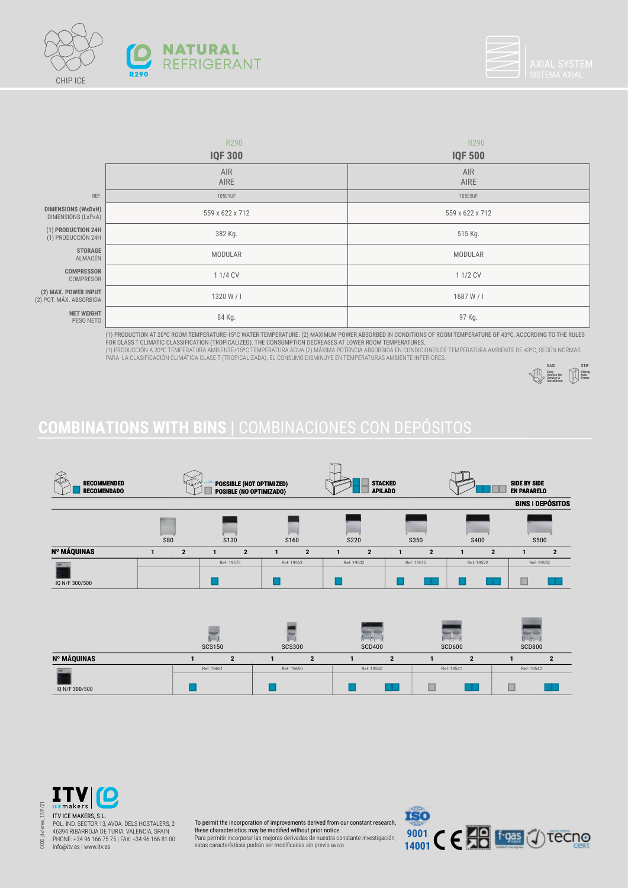CHIP ICE

NATURAL REFRIGERANT R290

AXIAL SYSTEM
SISTEMA AXIAL

| | R290 **IQF 300** | R290 **IQF 500** |
|---|---|---|
| | AIR AIRE | AIR AIRE |
| REF: | 10501UF | 10505UF |
| **DIMENSIONS (WxDxH)** DIMENSIONS (LxPxA) | 559 x 622 x 712 | 559 x 622 x 712 |
| **(1) PRODUCTION 24H** (1) PRODUCCIÓN 24H | 382 Kg. | 515 Kg. |
| **STORAGE** ALMACÉN | MODULAR | MODULAR |
| **COMPRESSOR** COMPRESOR | 1 1/4 CV | 1 1/2 CV |
| **(2) MAX. POWER INPUT** (2) POT. MÁX. ABSORBIDA | 1320 W / I | 1687 W / I |
| **NET WEIGHT** PESO NETO | 84 Kg. | 97 Kg. |

(1) PRODUCTION AT 20ºC ROOM TEMPERATURE-15ºC WATER TEMPERATURE. (2) MAXIMUM POWER ABSORBED IN CONDITIONS OF ROOM TEMPERATURE OF 43ºC, ACCORDING TO THE RULES FOR CLASS T CLIMATIC CLASSIFICATION (TROPICALIZED). THE CONSUMPTION DECREASES AT LOWER ROOM TEMPERATURES.
(1) PRODUCCIÓN A 20ºC TEMPERATURA AMBIENTE>15ºC TEMPERATURA AGUA (2) MÁXIMA POTENCIA ABSORBIDA EN CONDICIONES DE TEMPERATURA AMBIENTE DE 43ºC, SEGÚN NORMAS PARA LA CLASIFICACIÓN CLIMÁTICA CLASE T (TROPICALIZADA). EL CONSUMO DISMINUYE EN TEMPERATURAS AMBIENTE INFERIORES.

EASI Easy Access for Service & Installation — STIF Strong Inox Frame

## COMBINATIONS WITH BINS | COMBINACIONES CON DEPÓSITOS

**RECOMMENDED / RECOMENDADO** — **POSSIBLE (NOT OPTIMIZED) / POSIBLE (NO OPTIMIZADO)** — **STACKED / APILADO** — **SIDE BY SIDE / EN PARARELO**

**BINS I DEPÓSITOS**

| | S80 | | S130 | | S160 | | S220 | | S350 | | S400 | | S500 | |
|---|---|---|---|---|---|---|---|---|---|---|---|---|---|---|
| **Nº MÁQUINAS** | 1 | 2 | 1 | 2 | 1 | 2 | 1 | 2 | 1 | 2 | 1 | 2 | 1 | 2 |
| | | | Ref: 19575 | | Ref: 19563 | | Ref: 19502 | | Ref: 19512 | | Ref: 19522 | | Ref: 19532 | |
| IQ N/F 300/500 | | | Recommended | | Recommended | | Recommended | | Recommended | Recommended (side by side) | Recommended | Recommended (side by side) | Possible (not optimized) | Recommended (side by side) |

| | SCS150 | | SCS300 | | SCD400 | | SCD600 | | SCD800 | |
|---|---|---|---|---|---|---|---|---|---|---|
| **Nº MÁQUINAS** | 1 | 2 | 1 | 2 | 1 | 2 | 1 | 2 | 1 | 2 |
| | Ref: 19651 | | Ref: 19650 | | Ref: 19540 | | Ref: 19541 | | Ref: 19542 | |
| IQ N/F 300/500 | Recommended | | Recommended | | Recommended | Recommended (side by side) | Possible (not optimized) | Recommended (side by side) | Possible (not optimized) | Recommended (side by side) |

ITV ICE MAKERS, S.L.
POL. IND. SECTOR 13, AVDA. DELS HOSTALERS, 2
46394 RIBARROJA DE TURIA, VALENCIA, SPAIN
PHONE: +34 96 166 75 75 | FAX: +34 96 166 81 00
info@itv.es | www.itv.es

To permit the incorporation of improvements derived from our constant research, these characteristics may be modified without prior notice.
Para permitir incorporar las mejoras derivadas de nuestra constante investigación, estas características podrán ser modificadas sin previo aviso.

ISO 9001 14001